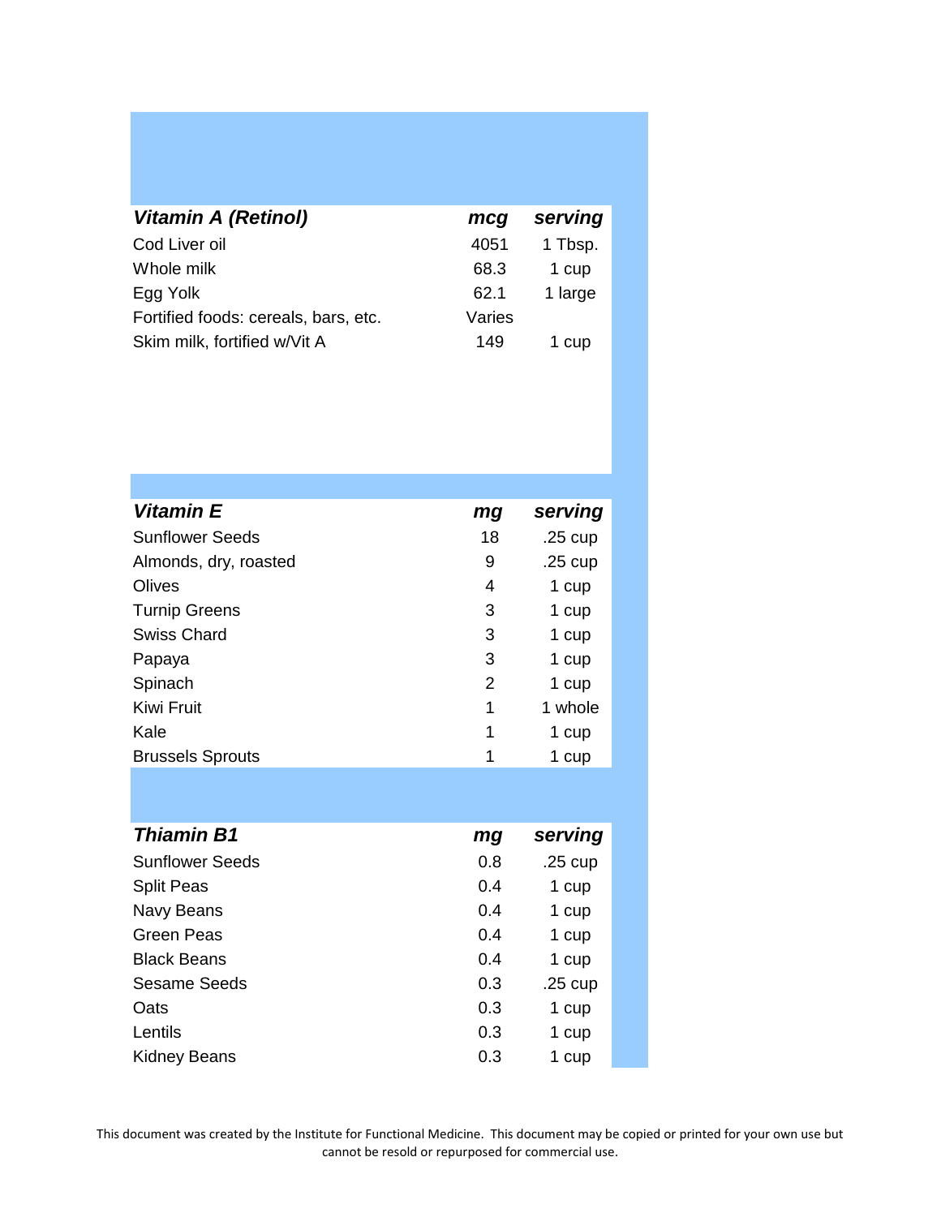| ***Vitamin A (Retinol)*** | ***mcg*** | ***serving*** |
|---|---|---|
| Cod Liver oil | 4051 | 1 Tbsp. |
| Whole milk | 68.3 | 1 cup |
| Egg Yolk | 62.1 | 1 large |
| Fortified foods: cereals, bars, etc. | Varies | |
| Skim milk, fortified w/Vit A | 149 | 1 cup |

| ***Vitamin E*** | ***mg*** | ***serving*** |
|---|---|---|
| Sunflower Seeds | 18 | .25 cup |
| Almonds, dry, roasted | 9 | .25 cup |
| Olives | 4 | 1 cup |
| Turnip Greens | 3 | 1 cup |
| Swiss Chard | 3 | 1 cup |
| Papaya | 3 | 1 cup |
| Spinach | 2 | 1 cup |
| Kiwi Fruit | 1 | 1 whole |
| Kale | 1 | 1 cup |
| Brussels Sprouts | 1 | 1 cup |

| ***Thiamin B1*** | ***mg*** | ***serving*** |
|---|---|---|
| Sunflower Seeds | 0.8 | .25 cup |
| Split Peas | 0.4 | 1 cup |
| Navy Beans | 0.4 | 1 cup |
| Green Peas | 0.4 | 1 cup |
| Black Beans | 0.4 | 1 cup |
| Sesame Seeds | 0.3 | .25 cup |
| Oats | 0.3 | 1 cup |
| Lentils | 0.3 | 1 cup |
| Kidney Beans | 0.3 | 1 cup |

This document was created by the Institute for Functional Medicine. This document may be copied or printed for your own use but cannot be resold or repurposed for commercial use.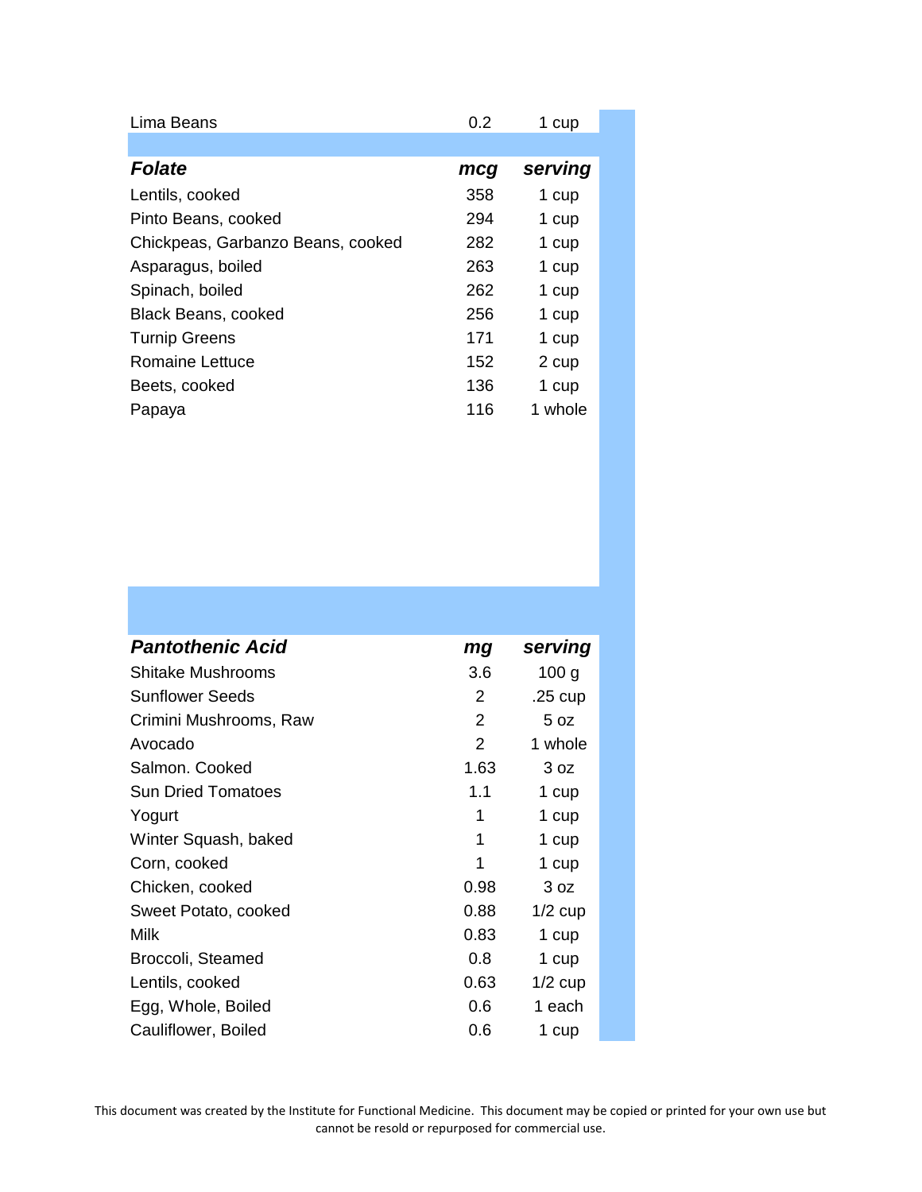| Lima Beans | 0.2 | 1 cup |
| --- | --- | --- |

| ***Folate*** | ***mcg*** | ***serving*** |
| --- | --- | --- |
| Lentils, cooked | 358 | 1 cup |
| Pinto Beans, cooked | 294 | 1 cup |
| Chickpeas, Garbanzo Beans, cooked | 282 | 1 cup |
| Asparagus, boiled | 263 | 1 cup |
| Spinach, boiled | 262 | 1 cup |
| Black Beans, cooked | 256 | 1 cup |
| Turnip Greens | 171 | 1 cup |
| Romaine Lettuce | 152 | 2 cup |
| Beets, cooked | 136 | 1 cup |
| Papaya | 116 | 1 whole |

| ***Pantothenic Acid*** | ***mg*** | ***serving*** |
| --- | --- | --- |
| Shitake Mushrooms | 3.6 | 100 g |
| Sunflower Seeds | 2 | .25 cup |
| Crimini Mushrooms, Raw | 2 | 5 oz |
| Avocado | 2 | 1 whole |
| Salmon. Cooked | 1.63 | 3 oz |
| Sun Dried Tomatoes | 1.1 | 1 cup |
| Yogurt | 1 | 1 cup |
| Winter Squash, baked | 1 | 1 cup |
| Corn, cooked | 1 | 1 cup |
| Chicken, cooked | 0.98 | 3 oz |
| Sweet Potato, cooked | 0.88 | 1/2 cup |
| Milk | 0.83 | 1 cup |
| Broccoli, Steamed | 0.8 | 1 cup |
| Lentils, cooked | 0.63 | 1/2 cup |
| Egg, Whole, Boiled | 0.6 | 1 each |
| Cauliflower, Boiled | 0.6 | 1 cup |

This document was created by the Institute for Functional Medicine. This document may be copied or printed for your own use but cannot be resold or repurposed for commercial use.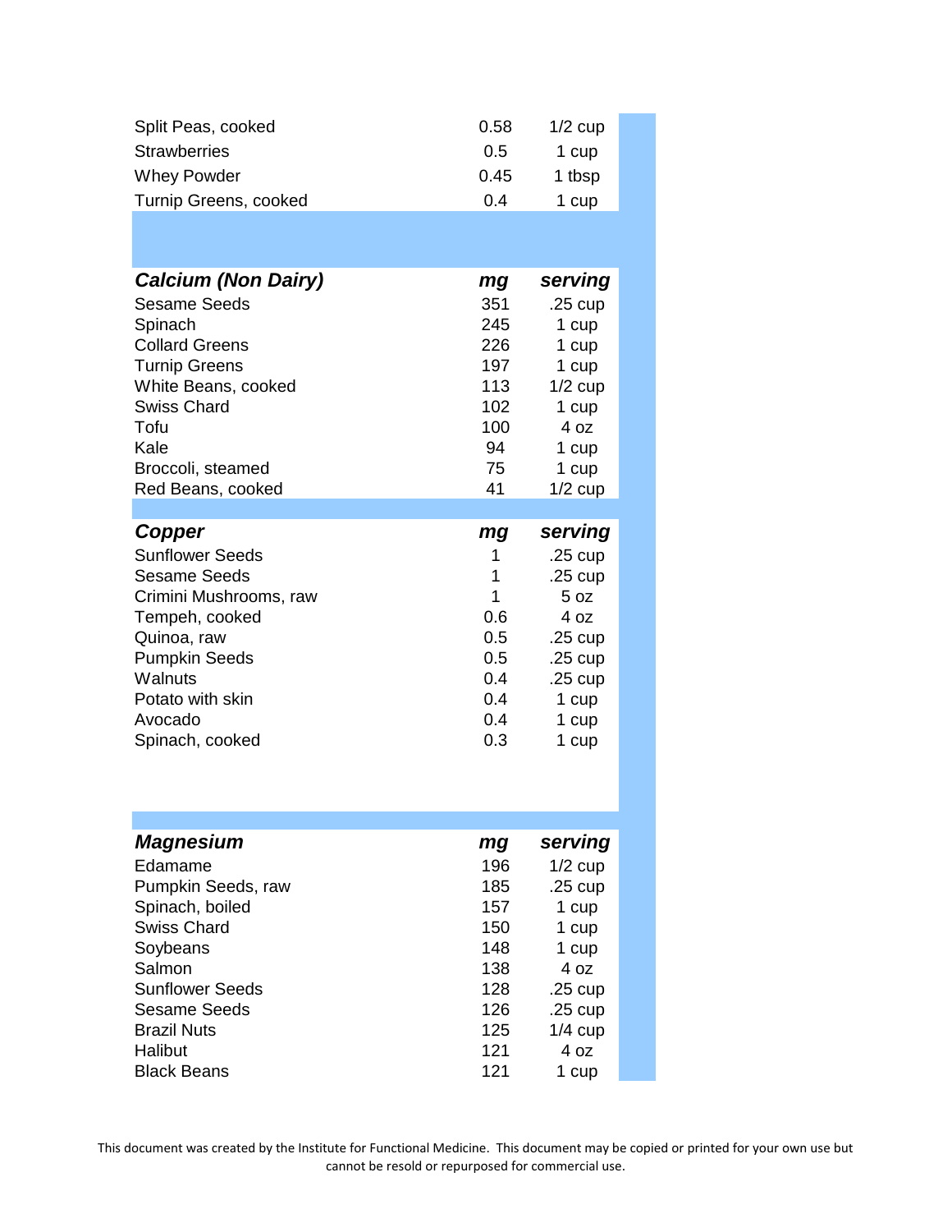| | | |
|---|---|---|
| Split Peas, cooked | 0.58 | 1/2 cup |
| Strawberries | 0.5 | 1 cup |
| Whey Powder | 0.45 | 1 tbsp |
| Turnip Greens, cooked | 0.4 | 1 cup |

| ***Calcium (Non Dairy)*** | ***mg*** | ***serving*** |
|---|---|---|
| Sesame Seeds | 351 | .25 cup |
| Spinach | 245 | 1 cup |
| Collard Greens | 226 | 1 cup |
| Turnip Greens | 197 | 1 cup |
| White Beans, cooked | 113 | 1/2 cup |
| Swiss Chard | 102 | 1 cup |
| Tofu | 100 | 4 oz |
| Kale | 94 | 1 cup |
| Broccoli, steamed | 75 | 1 cup |
| Red Beans, cooked | 41 | 1/2 cup |

| ***Copper*** | ***mg*** | ***serving*** |
|---|---|---|
| Sunflower Seeds | 1 | .25 cup |
| Sesame Seeds | 1 | .25 cup |
| Crimini Mushrooms, raw | 1 | 5 oz |
| Tempeh, cooked | 0.6 | 4 oz |
| Quinoa, raw | 0.5 | .25 cup |
| Pumpkin Seeds | 0.5 | .25 cup |
| Walnuts | 0.4 | .25 cup |
| Potato with skin | 0.4 | 1 cup |
| Avocado | 0.4 | 1 cup |
| Spinach, cooked | 0.3 | 1 cup |

| ***Magnesium*** | ***mg*** | ***serving*** |
|---|---|---|
| Edamame | 196 | 1/2 cup |
| Pumpkin Seeds, raw | 185 | .25 cup |
| Spinach, boiled | 157 | 1 cup |
| Swiss Chard | 150 | 1 cup |
| Soybeans | 148 | 1 cup |
| Salmon | 138 | 4 oz |
| Sunflower Seeds | 128 | .25 cup |
| Sesame Seeds | 126 | .25 cup |
| Brazil Nuts | 125 | 1/4 cup |
| Halibut | 121 | 4 oz |
| Black Beans | 121 | 1 cup |

This document was created by the Institute for Functional Medicine. This document may be copied or printed for your own use but cannot be resold or repurposed for commercial use.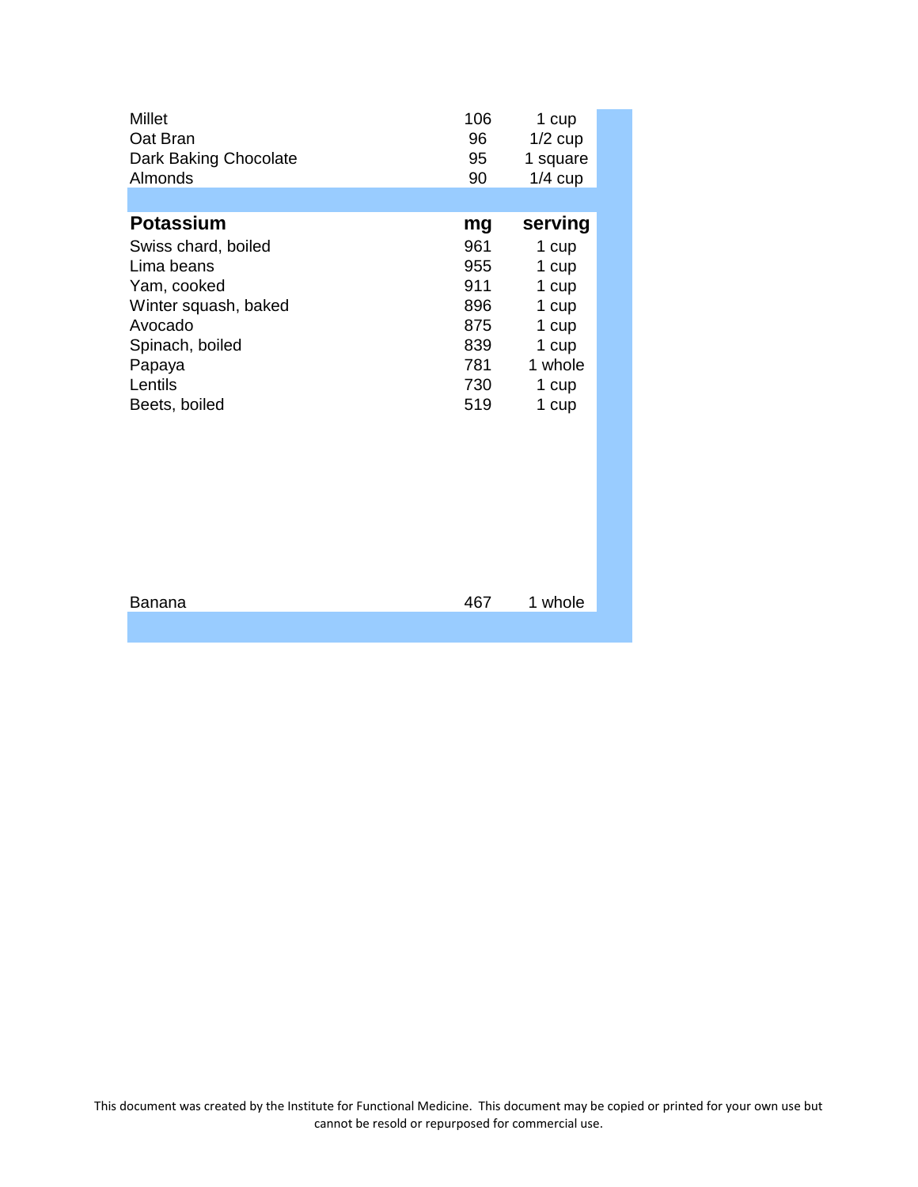| | | |
|---|---|---|
| Millet | 106 | 1 cup |
| Oat Bran | 96 | 1/2 cup |
| Dark Baking Chocolate | 95 | 1 square |
| Almonds | 90 | 1/4 cup |

| **Potassium** | **mg** | **serving** |
|---|---|---|
| Swiss chard, boiled | 961 | 1 cup |
| Lima beans | 955 | 1 cup |
| Yam, cooked | 911 | 1 cup |
| Winter squash, baked | 896 | 1 cup |
| Avocado | 875 | 1 cup |
| Spinach, boiled | 839 | 1 cup |
| Papaya | 781 | 1 whole |
| Lentils | 730 | 1 cup |
| Beets, boiled | 519 | 1 cup |
| Banana | 467 | 1 whole |

This document was created by the Institute for Functional Medicine. This document may be copied or printed for your own use but cannot be resold or repurposed for commercial use.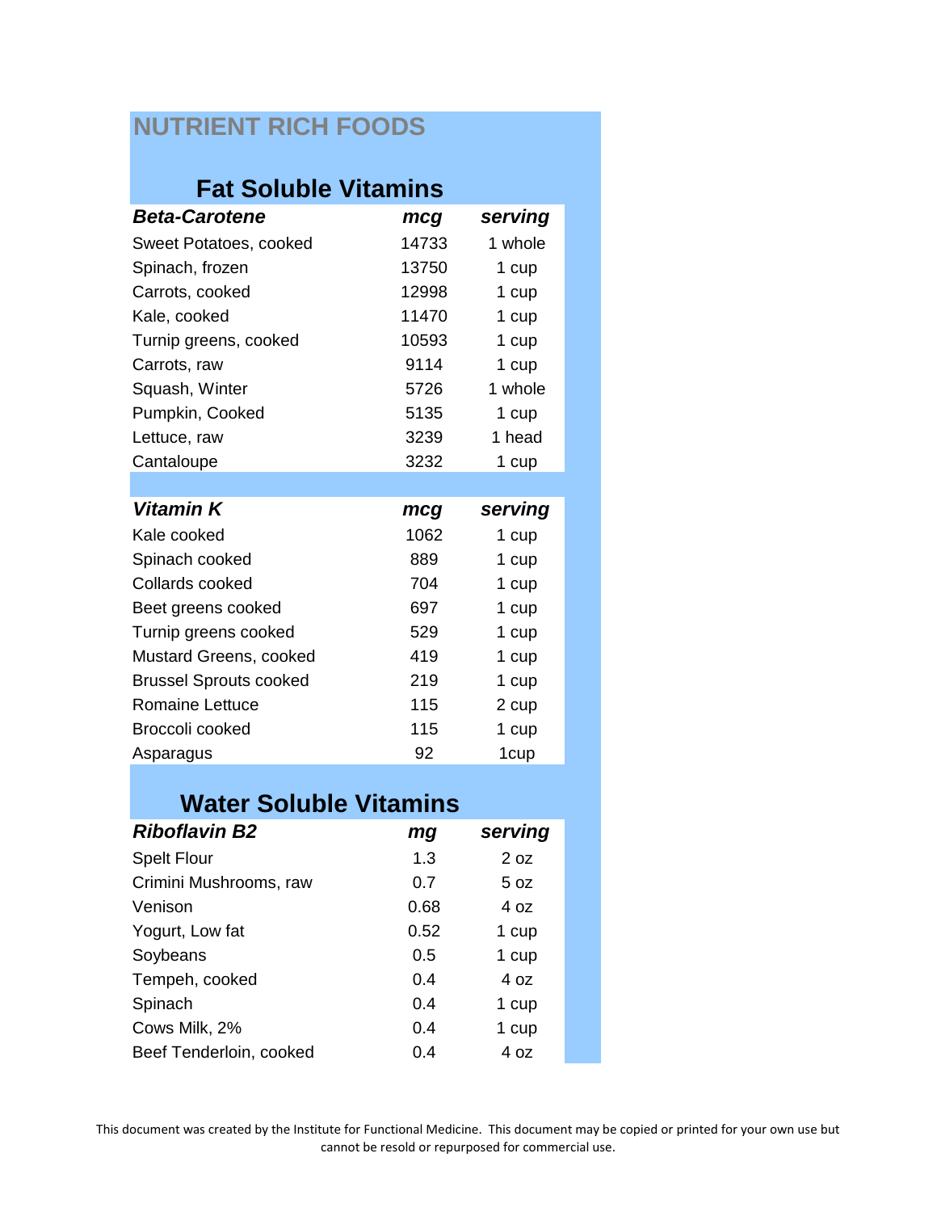# NUTRIENT RICH FOODS

## Fat Soluble Vitamins

| ***Beta-Carotene*** | ***mcg*** | ***serving*** |
|---|---|---|
| Sweet Potatoes, cooked | 14733 | 1 whole |
| Spinach, frozen | 13750 | 1 cup |
| Carrots, cooked | 12998 | 1 cup |
| Kale, cooked | 11470 | 1 cup |
| Turnip greens, cooked | 10593 | 1 cup |
| Carrots, raw | 9114 | 1 cup |
| Squash, Winter | 5726 | 1 whole |
| Pumpkin, Cooked | 5135 | 1 cup |
| Lettuce, raw | 3239 | 1 head |
| Cantaloupe | 3232 | 1 cup |

| ***Vitamin K*** | ***mcg*** | ***serving*** |
|---|---|---|
| Kale cooked | 1062 | 1 cup |
| Spinach cooked | 889 | 1 cup |
| Collards cooked | 704 | 1 cup |
| Beet greens cooked | 697 | 1 cup |
| Turnip greens cooked | 529 | 1 cup |
| Mustard Greens, cooked | 419 | 1 cup |
| Brussel Sprouts cooked | 219 | 1 cup |
| Romaine Lettuce | 115 | 2 cup |
| Broccoli cooked | 115 | 1 cup |
| Asparagus | 92 | 1cup |

## Water Soluble Vitamins

| ***Riboflavin B2*** | ***mg*** | ***serving*** |
|---|---|---|
| Spelt Flour | 1.3 | 2 oz |
| Crimini Mushrooms, raw | 0.7 | 5 oz |
| Venison | 0.68 | 4 oz |
| Yogurt, Low fat | 0.52 | 1 cup |
| Soybeans | 0.5 | 1 cup |
| Tempeh, cooked | 0.4 | 4 oz |
| Spinach | 0.4 | 1 cup |
| Cows Milk, 2% | 0.4 | 1 cup |
| Beef Tenderloin, cooked | 0.4 | 4 oz |

This document was created by the Institute for Functional Medicine. This document may be copied or printed for your own use but cannot be resold or repurposed for commercial use.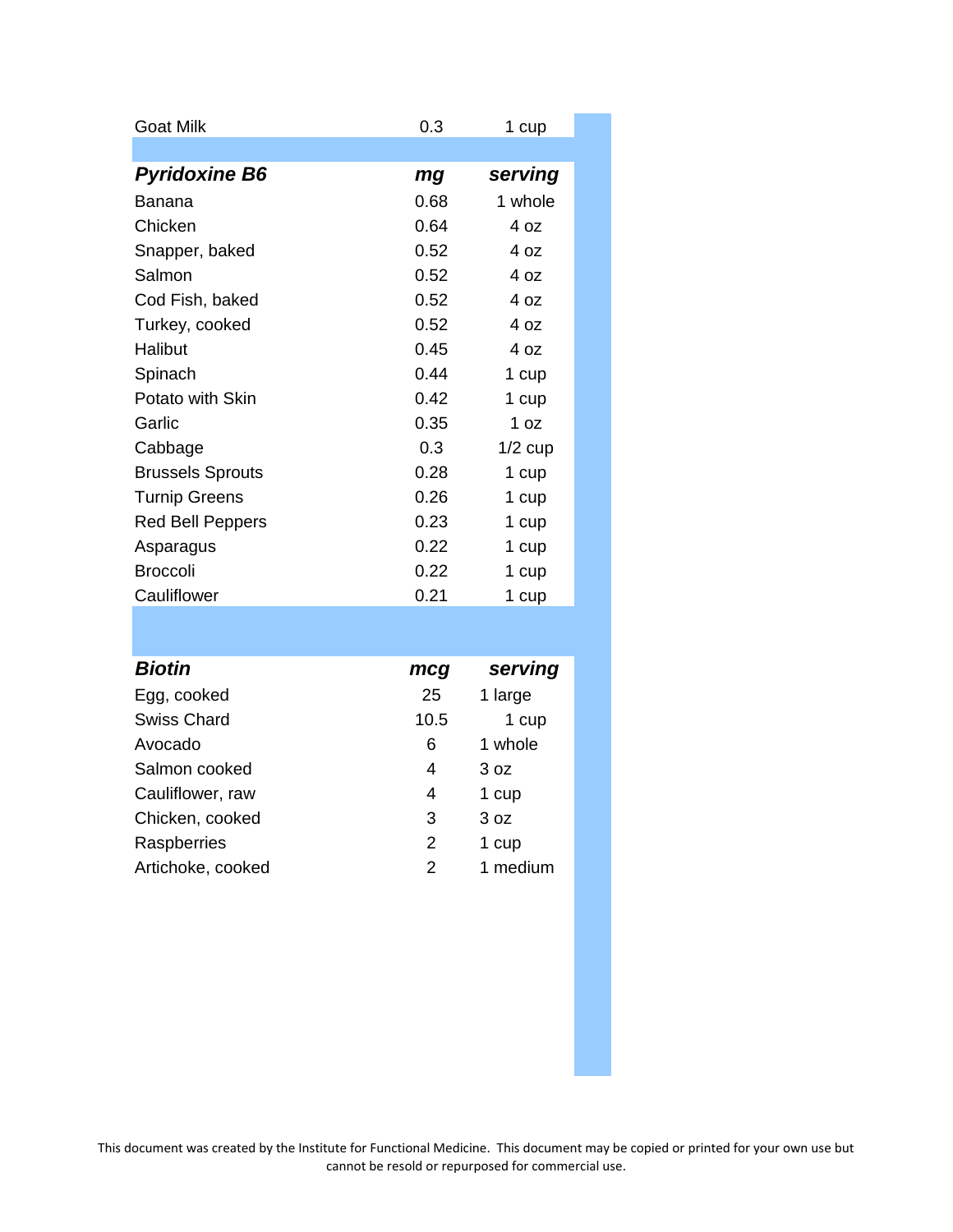| Goat Milk | 0.3 | 1 cup |
|---|---|---|

| ***Pyridoxine B6*** | ***mg*** | ***serving*** |
|---|---|---|
| Banana | 0.68 | 1 whole |
| Chicken | 0.64 | 4 oz |
| Snapper, baked | 0.52 | 4 oz |
| Salmon | 0.52 | 4 oz |
| Cod Fish, baked | 0.52 | 4 oz |
| Turkey, cooked | 0.52 | 4 oz |
| Halibut | 0.45 | 4 oz |
| Spinach | 0.44 | 1 cup |
| Potato with Skin | 0.42 | 1 cup |
| Garlic | 0.35 | 1 oz |
| Cabbage | 0.3 | 1/2 cup |
| Brussels Sprouts | 0.28 | 1 cup |
| Turnip Greens | 0.26 | 1 cup |
| Red Bell Peppers | 0.23 | 1 cup |
| Asparagus | 0.22 | 1 cup |
| Broccoli | 0.22 | 1 cup |
| Cauliflower | 0.21 | 1 cup |

| ***Biotin*** | ***mcg*** | ***serving*** |
|---|---|---|
| Egg, cooked | 25 | 1 large |
| Swiss Chard | 10.5 | 1 cup |
| Avocado | 6 | 1 whole |
| Salmon cooked | 4 | 3 oz |
| Cauliflower, raw | 4 | 1 cup |
| Chicken, cooked | 3 | 3 oz |
| Raspberries | 2 | 1 cup |
| Artichoke, cooked | 2 | 1 medium |

This document was created by the Institute for Functional Medicine. This document may be copied or printed for your own use but cannot be resold or repurposed for commercial use.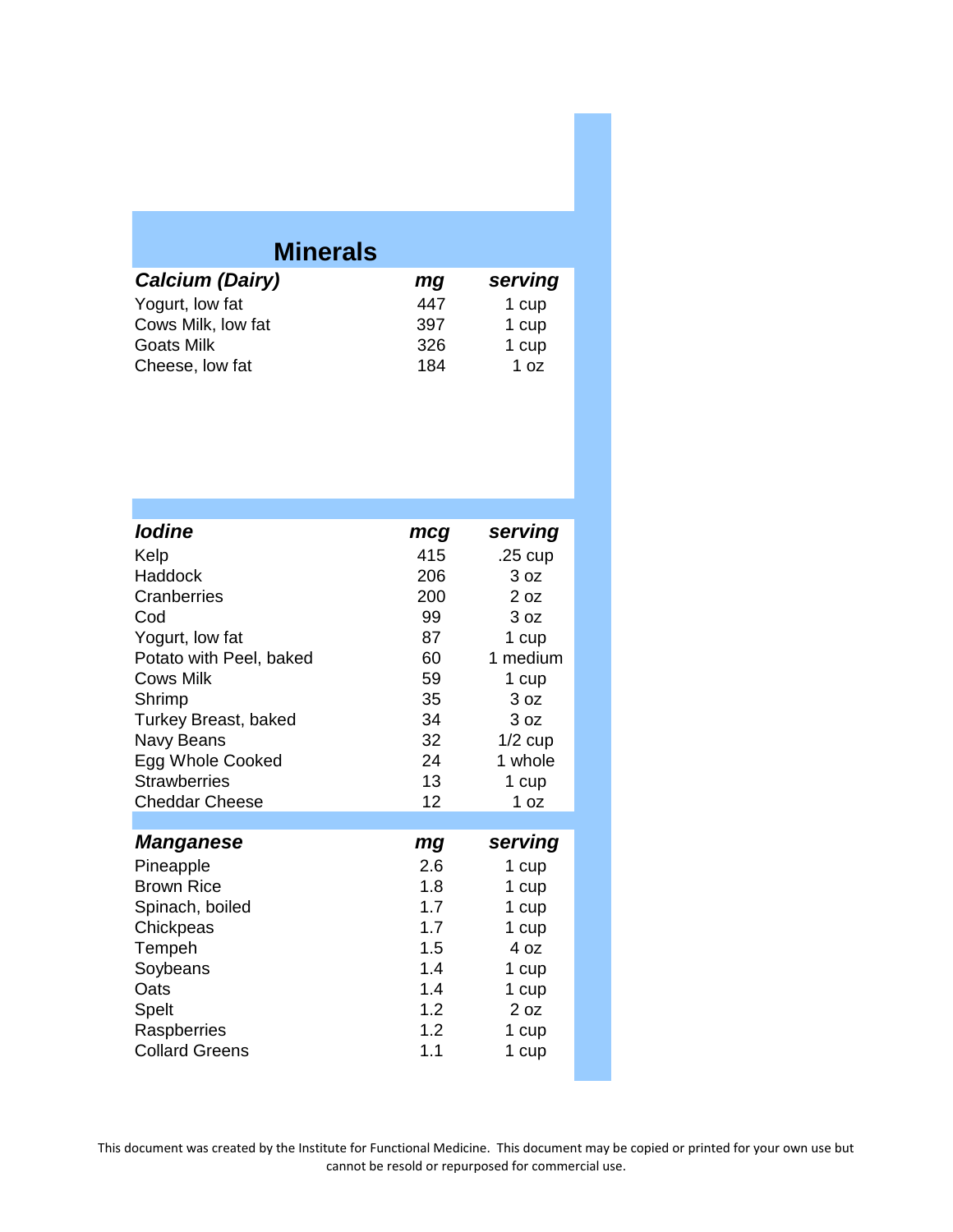## Minerals

| *Calcium (Dairy)* | *mg* | *serving* |
| --- | --- | --- |
| Yogurt, low fat | 447 | 1 cup |
| Cows Milk, low fat | 397 | 1 cup |
| Goats Milk | 326 | 1 cup |
| Cheese, low fat | 184 | 1 oz |

| *Iodine* | *mcg* | *serving* |
| --- | --- | --- |
| Kelp | 415 | .25 cup |
| Haddock | 206 | 3 oz |
| Cranberries | 200 | 2 oz |
| Cod | 99 | 3 oz |
| Yogurt, low fat | 87 | 1 cup |
| Potato with Peel, baked | 60 | 1 medium |
| Cows Milk | 59 | 1 cup |
| Shrimp | 35 | 3 oz |
| Turkey Breast, baked | 34 | 3 oz |
| Navy Beans | 32 | 1/2 cup |
| Egg Whole Cooked | 24 | 1 whole |
| Strawberries | 13 | 1 cup |
| Cheddar Cheese | 12 | 1 oz |

| *Manganese* | *mg* | *serving* |
| --- | --- | --- |
| Pineapple | 2.6 | 1 cup |
| Brown Rice | 1.8 | 1 cup |
| Spinach, boiled | 1.7 | 1 cup |
| Chickpeas | 1.7 | 1 cup |
| Tempeh | 1.5 | 4 oz |
| Soybeans | 1.4 | 1 cup |
| Oats | 1.4 | 1 cup |
| Spelt | 1.2 | 2 oz |
| Raspberries | 1.2 | 1 cup |
| Collard Greens | 1.1 | 1 cup |

This document was created by the Institute for Functional Medicine. This document may be copied or printed for your own use but cannot be resold or repurposed for commercial use.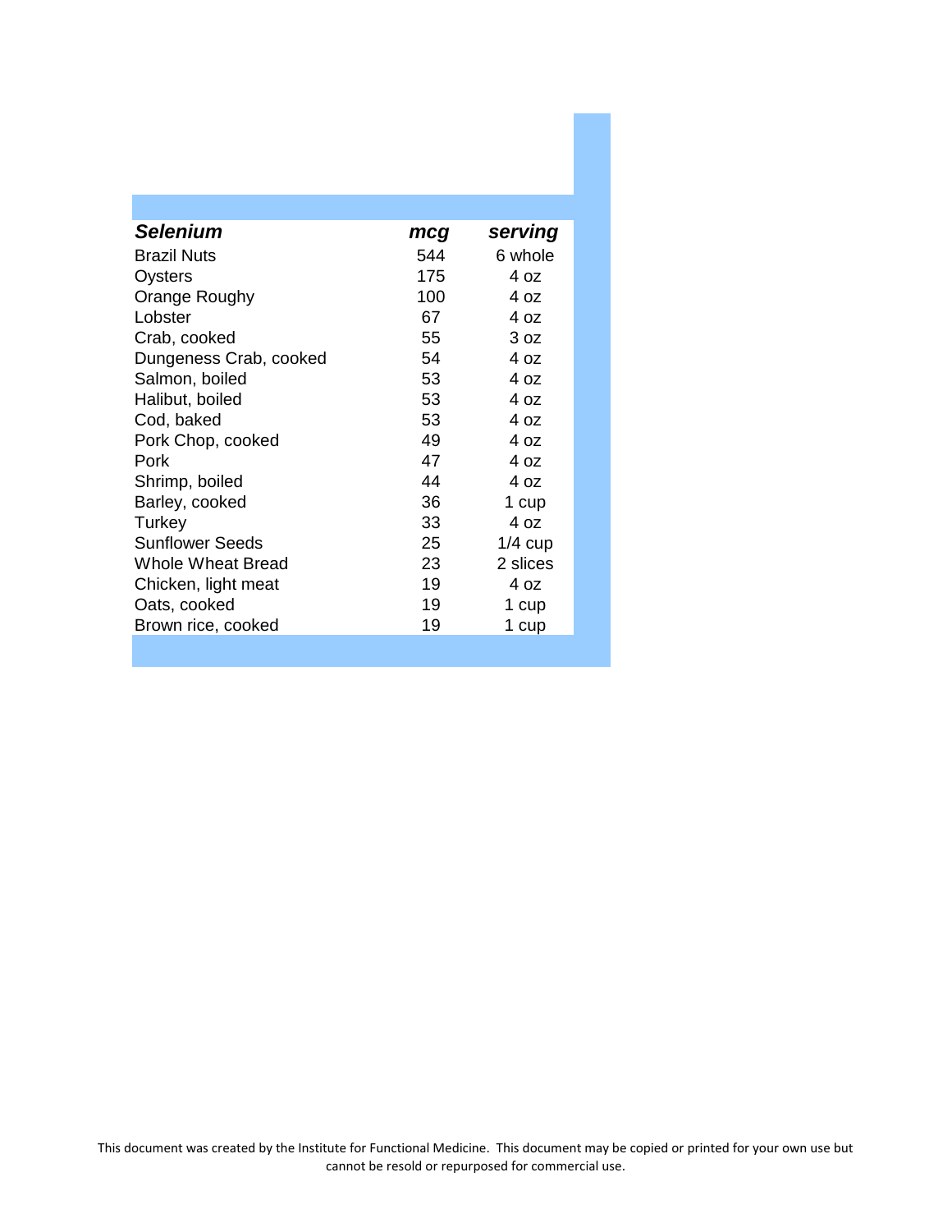| ***Selenium*** | ***mcg*** | ***serving*** |
|---|---|---|
| Brazil Nuts | 544 | 6 whole |
| Oysters | 175 | 4 oz |
| Orange Roughy | 100 | 4 oz |
| Lobster | 67 | 4 oz |
| Crab, cooked | 55 | 3 oz |
| Dungeness Crab, cooked | 54 | 4 oz |
| Salmon, boiled | 53 | 4 oz |
| Halibut, boiled | 53 | 4 oz |
| Cod, baked | 53 | 4 oz |
| Pork Chop, cooked | 49 | 4 oz |
| Pork | 47 | 4 oz |
| Shrimp, boiled | 44 | 4 oz |
| Barley, cooked | 36 | 1 cup |
| Turkey | 33 | 4 oz |
| Sunflower Seeds | 25 | 1/4 cup |
| Whole Wheat Bread | 23 | 2 slices |
| Chicken, light meat | 19 | 4 oz |
| Oats, cooked | 19 | 1 cup |
| Brown rice, cooked | 19 | 1 cup |

This document was created by the Institute for Functional Medicine. This document may be copied or printed for your own use but cannot be resold or repurposed for commercial use.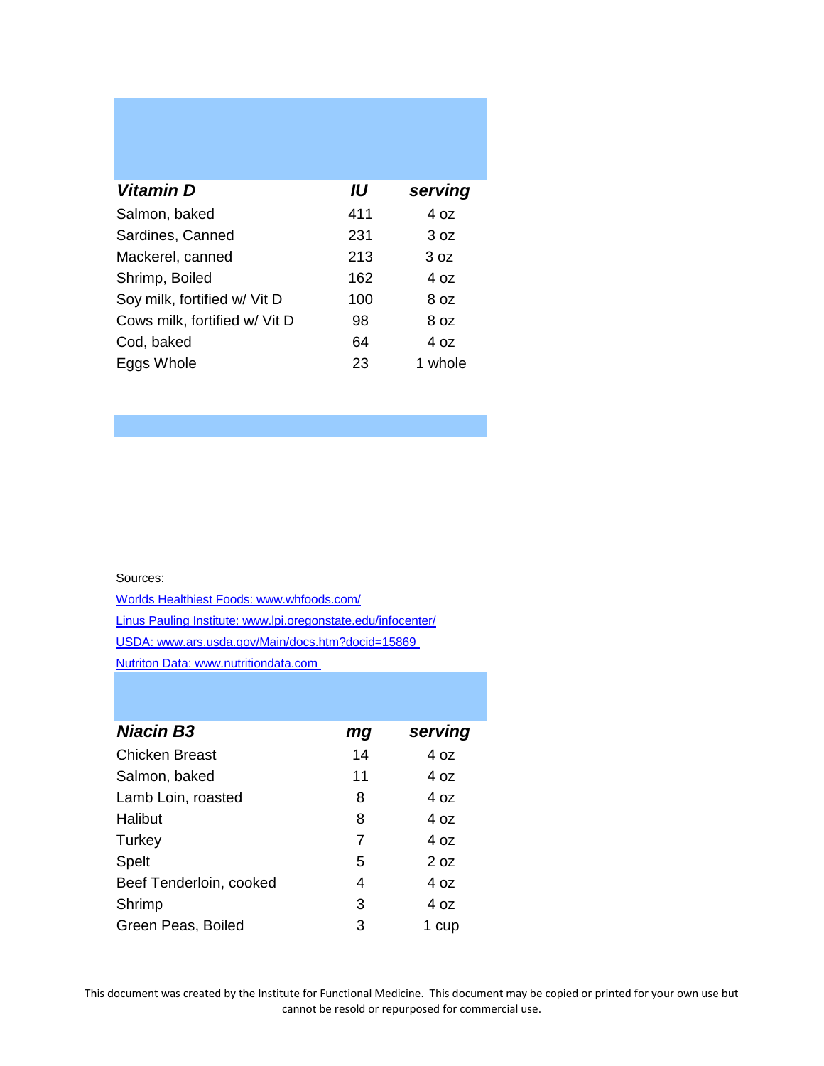| *Vitamin D* | *IU* | *serving* |
|---|---|---|
| Salmon, baked | 411 | 4 oz |
| Sardines, Canned | 231 | 3 oz |
| Mackerel, canned | 213 | 3 oz |
| Shrimp, Boiled | 162 | 4 oz |
| Soy milk, fortified w/ Vit D | 100 | 8 oz |
| Cows milk, fortified w/ Vit D | 98 | 8 oz |
| Cod, baked | 64 | 4 oz |
| Eggs Whole | 23 | 1 whole |

Sources:

[Worlds Healthiest Foods: www.whfoods.com/](http://www.whfoods.com/)

[Linus Pauling Institute: www.lpi.oregonstate.edu/infocenter/](http://www.lpi.oregonstate.edu/infocenter/)

[USDA: www.ars.usda.gov/Main/docs.htm?docid=15869](http://www.ars.usda.gov/Main/docs.htm?docid=15869)

[Nutriton Data: www.nutritiondata.com](http://www.nutritiondata.com)

| *Niacin B3* | *mg* | *serving* |
|---|---|---|
| Chicken Breast | 14 | 4 oz |
| Salmon, baked | 11 | 4 oz |
| Lamb Loin, roasted | 8 | 4 oz |
| Halibut | 8 | 4 oz |
| Turkey | 7 | 4 oz |
| Spelt | 5 | 2 oz |
| Beef Tenderloin, cooked | 4 | 4 oz |
| Shrimp | 3 | 4 oz |
| Green Peas, Boiled | 3 | 1 cup |

This document was created by the Institute for Functional Medicine. This document may be copied or printed for your own use but cannot be resold or repurposed for commercial use.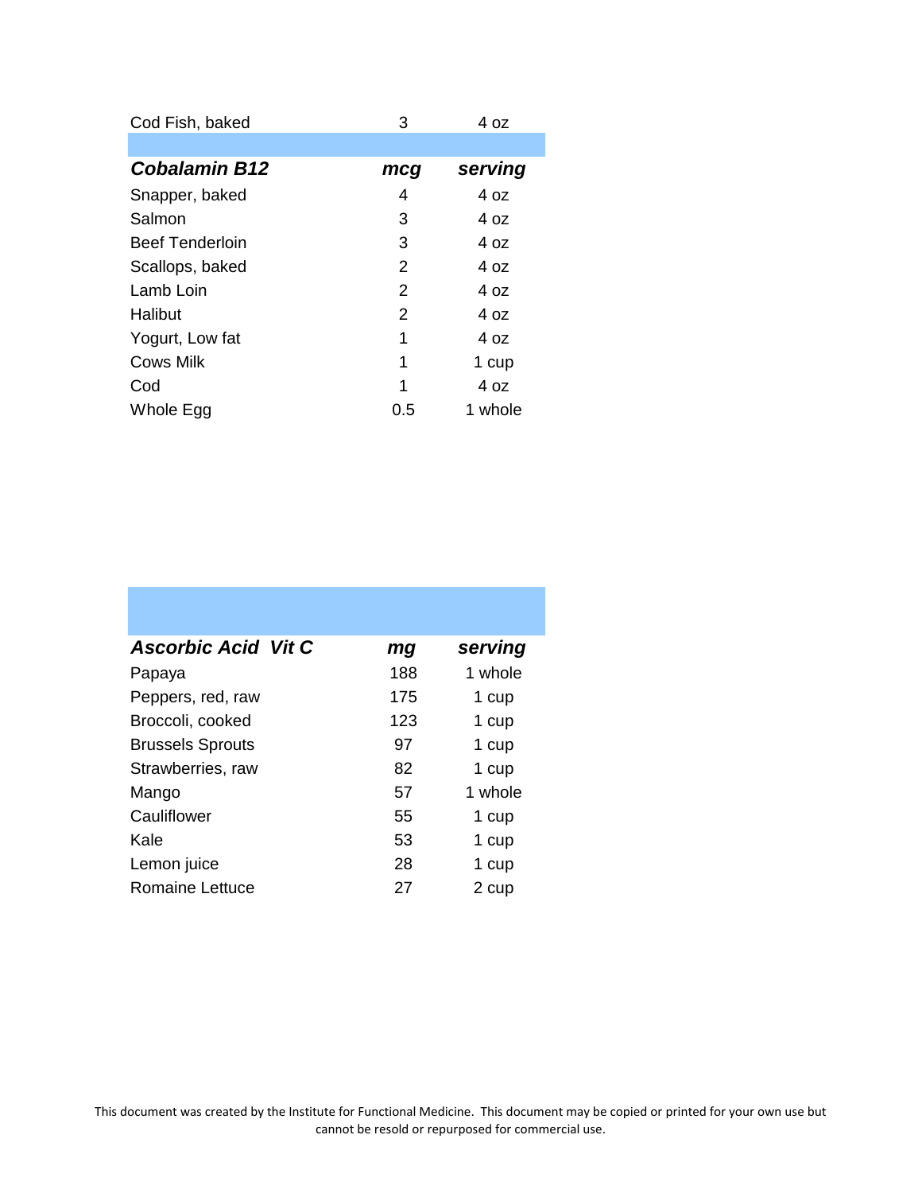| | | |
|---|---|---|
| Cod Fish, baked | 3 | 4 oz |

| ***Cobalamin B12*** | ***mcg*** | ***serving*** |
|---|---|---|
| Snapper, baked | 4 | 4 oz |
| Salmon | 3 | 4 oz |
| Beef Tenderloin | 3 | 4 oz |
| Scallops, baked | 2 | 4 oz |
| Lamb Loin | 2 | 4 oz |
| Halibut | 2 | 4 oz |
| Yogurt, Low fat | 1 | 4 oz |
| Cows Milk | 1 | 1 cup |
| Cod | 1 | 4 oz |
| Whole Egg | 0.5 | 1 whole |

| ***Ascorbic Acid  Vit C*** | ***mg*** | ***serving*** |
|---|---|---|
| Papaya | 188 | 1 whole |
| Peppers, red, raw | 175 | 1 cup |
| Broccoli, cooked | 123 | 1 cup |
| Brussels Sprouts | 97 | 1 cup |
| Strawberries, raw | 82 | 1 cup |
| Mango | 57 | 1 whole |
| Cauliflower | 55 | 1 cup |
| Kale | 53 | 1 cup |
| Lemon juice | 28 | 1 cup |
| Romaine Lettuce | 27 | 2 cup |

This document was created by the Institute for Functional Medicine. This document may be copied or printed for your own use but cannot be resold or repurposed for commercial use.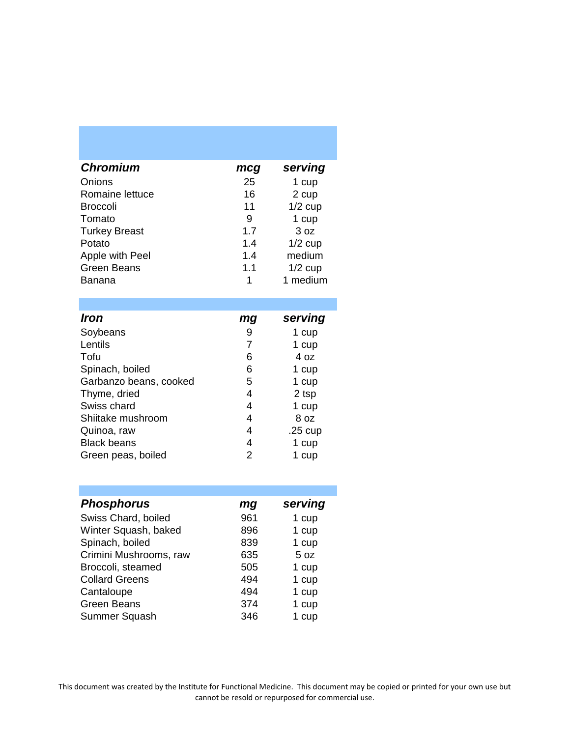| ***Chromium*** | ***mcg*** | ***serving*** |
|---|---|---|
| Onions | 25 | 1 cup |
| Romaine lettuce | 16 | 2 cup |
| Broccoli | 11 | 1/2 cup |
| Tomato | 9 | 1 cup |
| Turkey Breast | 1.7 | 3 oz |
| Potato | 1.4 | 1/2 cup |
| Apple with Peel | 1.4 | medium |
| Green Beans | 1.1 | 1/2 cup |
| Banana | 1 | 1 medium |

| ***Iron*** | ***mg*** | ***serving*** |
|---|---|---|
| Soybeans | 9 | 1 cup |
| Lentils | 7 | 1 cup |
| Tofu | 6 | 4 oz |
| Spinach, boiled | 6 | 1 cup |
| Garbanzo beans, cooked | 5 | 1 cup |
| Thyme, dried | 4 | 2 tsp |
| Swiss chard | 4 | 1 cup |
| Shiitake mushroom | 4 | 8 oz |
| Quinoa, raw | 4 | .25 cup |
| Black beans | 4 | 1 cup |
| Green peas, boiled | 2 | 1 cup |

| ***Phosphorus*** | ***mg*** | ***serving*** |
|---|---|---|
| Swiss Chard, boiled | 961 | 1 cup |
| Winter Squash, baked | 896 | 1 cup |
| Spinach, boiled | 839 | 1 cup |
| Crimini Mushrooms, raw | 635 | 5 oz |
| Broccoli, steamed | 505 | 1 cup |
| Collard Greens | 494 | 1 cup |
| Cantaloupe | 494 | 1 cup |
| Green Beans | 374 | 1 cup |
| Summer Squash | 346 | 1 cup |

This document was created by the Institute for Functional Medicine. This document may be copied or printed for your own use but cannot be resold or repurposed for commercial use.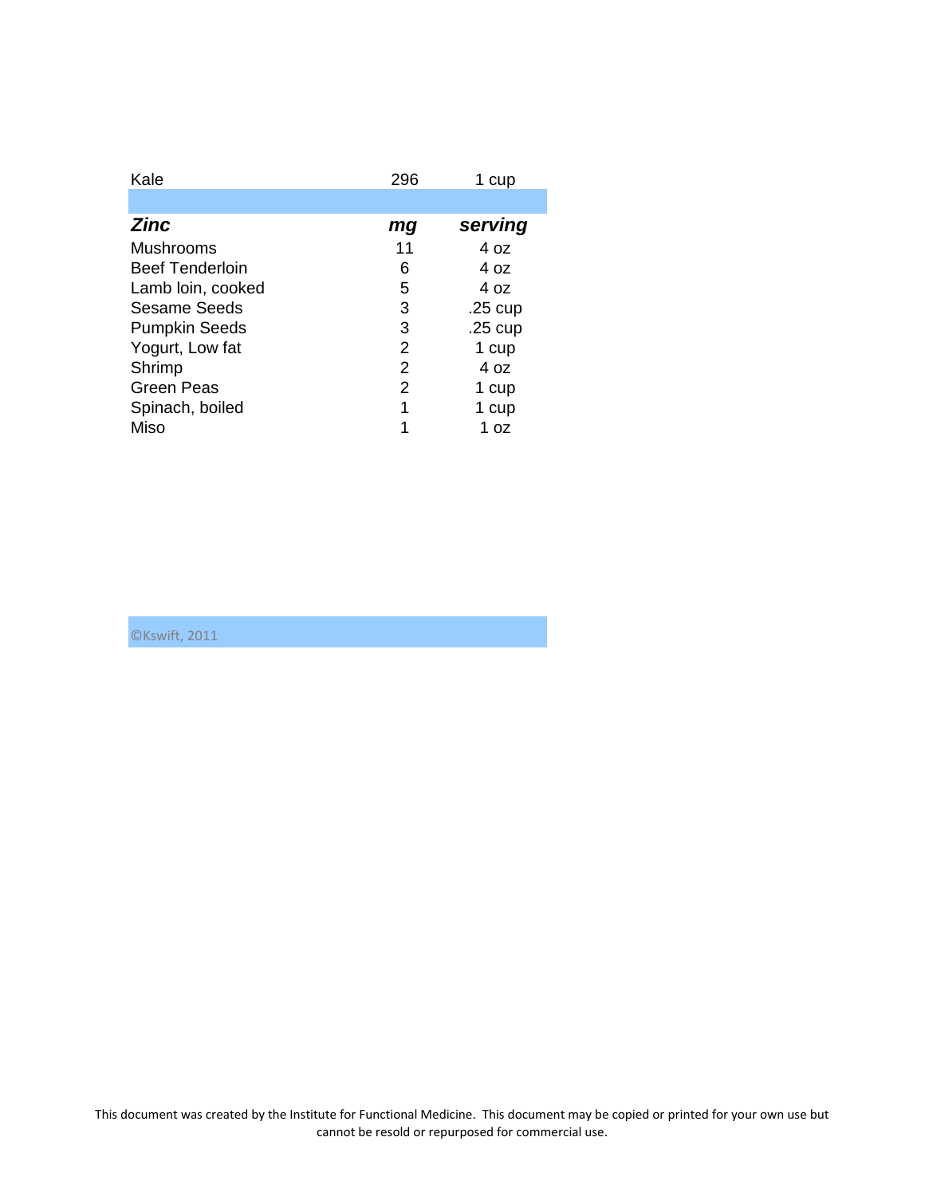| | | |
|---|---|---|
| Kale | 296 | 1 cup |

| ***Zinc*** | ***mg*** | ***serving*** |
|---|---|---|
| Mushrooms | 11 | 4 oz |
| Beef Tenderloin | 6 | 4 oz |
| Lamb loin, cooked | 5 | 4 oz |
| Sesame Seeds | 3 | .25 cup |
| Pumpkin Seeds | 3 | .25 cup |
| Yogurt, Low fat | 2 | 1 cup |
| Shrimp | 2 | 4 oz |
| Green Peas | 2 | 1 cup |
| Spinach, boiled | 1 | 1 cup |
| Miso | 1 | 1 oz |

©Kswift, 2011

This document was created by the Institute for Functional Medicine. This document may be copied or printed for your own use but cannot be resold or repurposed for commercial use.